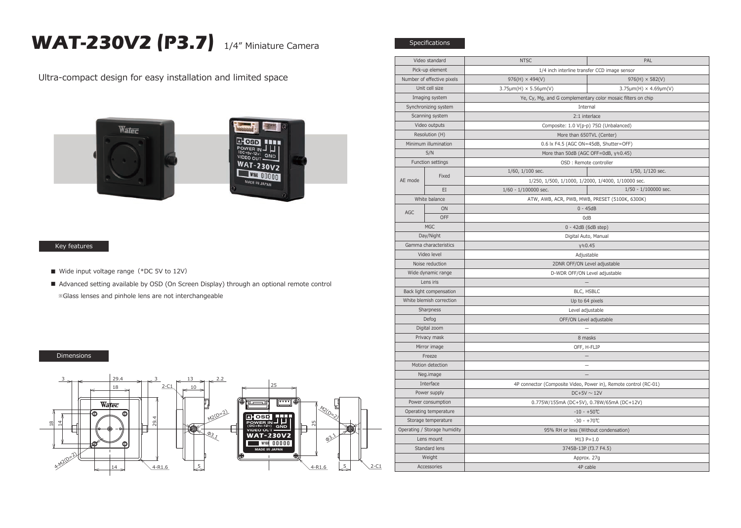# WAT-230V2 (P3.7) 1/4" Miniature Camera

Ultra-compact design for easy installation and limited space

## Key features

- Wide input voltage range（*DC 5V to 12V）
- Advanced setting available by OSD (On Screen Display) through an optional remote control
  ※Glass lenses and pinhole lens are not interchangeable

## Dimensions

## Specifications

| Video standard | | NTSC | PAL |
|---|---|---|---|
| Pick-up element | | 1/4 inch interline transfer CCD image sensor | |
| Number of effective pixels | | 976(H) × 494(V) | 976(H) × 582(V) |
| Unit cell size | | 3.75μm(H) × 5.56μm(V) | 3.75μm(H) × 4.69μm(V) |
| Imaging system | | Ye, Cy, Mg, and G complementary color mosaic filters on chip | |
| Synchronizing system | | Internal | |
| Scanning system | | 2:1 interlace | |
| Video outputs | | Composite: 1.0 V(p-p) 75Ω (Unbalanced) | |
| Resolution (H) | | More than 650TVL (Center) | |
| Minimum illumination | | 0.6 lx F4.5 (AGC ON=45dB, Shutter=OFF) | |
| S/N | | More than 50dB (AGC OFF=0dB, γ≒0.45) | |
| Function settings | | OSD : Remote controller | |
| AE mode | Fixed | 1/60, 1/100 sec. | 1/50, 1/120 sec. |
| | | 1/250, 1/500, 1/1000, 1/2000, 1/4000, 1/10000 sec. | |
| | EI | 1/60 - 1/100000 sec. | 1/50 - 1/100000 sec. |
| White balance | | ATW, AWB, ACR, PWB, MWB, PRESET (5100K, 6300K) | |
| AGC | ON | 0 - 45dB | |
| | OFF | 0dB | |
| MGC | | 0 - 42dB (6dB step) | |
| Day/Night | | Digital Auto, Manual | |
| Gamma characteristics | | γ≒0.45 | |
| Video level | | Adjustable | |
| Noise reduction | | 2DNR OFF/ON Level adjustable | |
| Wide dynamic range | | D-WDR OFF/ON Level adjustable | |
| Lens iris | | — | |
| Back light compensation | | BLC, HSBLC | |
| White blemish correction | | Up to 64 pixels | |
| Sharpness | | Level adjustable | |
| Defog | | OFF/ON Level adjustable | |
| Digital zoom | | — | |
| Privacy mask | | 8 masks | |
| Mirror image | | OFF, H-FLIP | |
| Freeze | | — | |
| Motion detection | | — | |
| Neg.image | | — | |
| Interface | | 4P connector (Composite Video, Power in), Remote control (RC-01) | |
| Power supply | | DC+5V ～ 12V | |
| Power consumption | | 0.775W/155mA (DC+5V), 0.78W/65mA (DC+12V) | |
| Operating temperature | | -10 - +50℃ | |
| Storage temperature | | -30 - +70℃ | |
| Operating / Storage humidity | | 95% RH or less (Without condensation) | |
| Lens mount | | M13 P=1.0 | |
| Standard lens | | 3745B-13P (f3.7 F4.5) | |
| Weight | | Approx. 27g | |
| Accessories | | 4P cable | |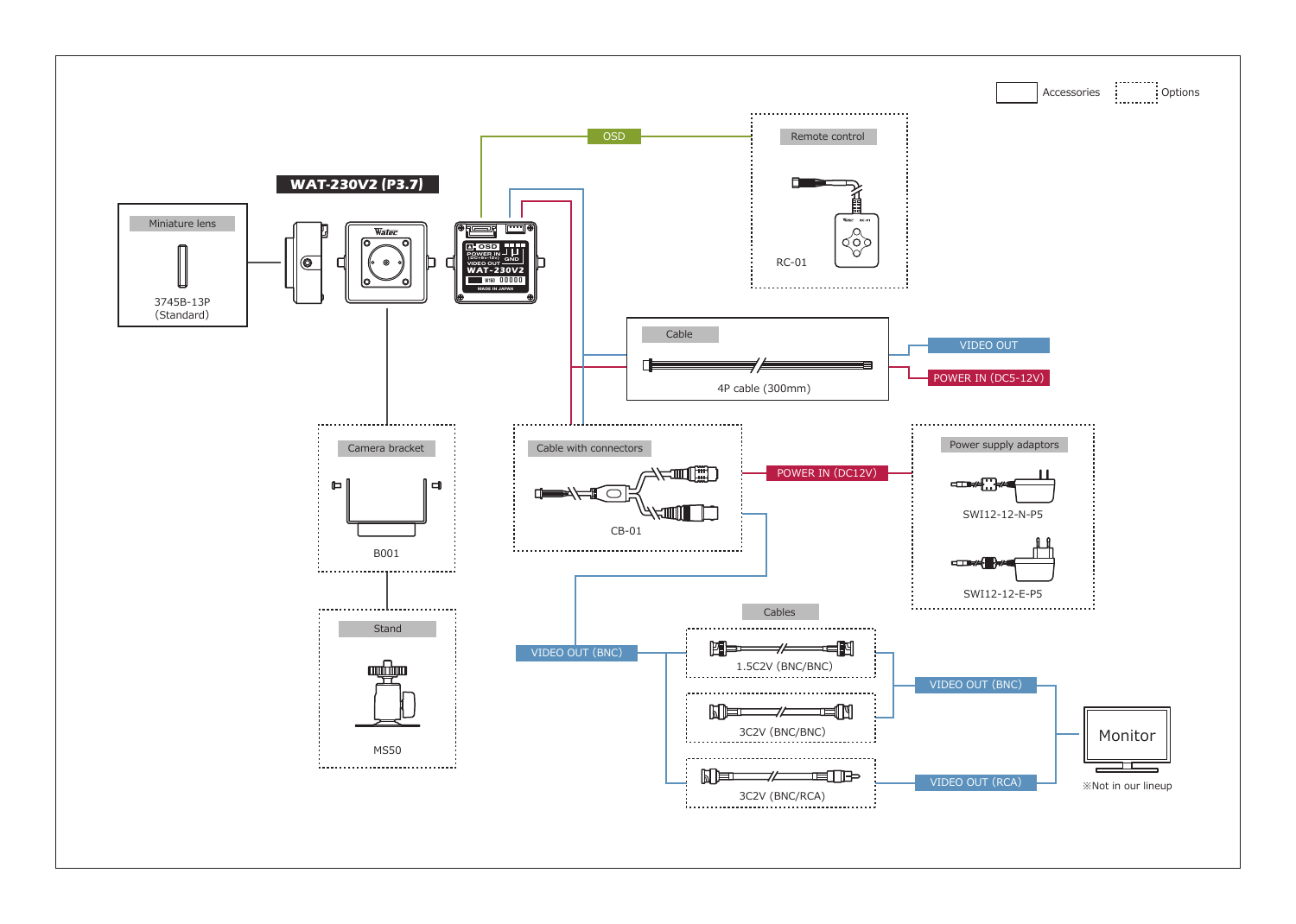Accessories

Options

## WAT-230V2 (P3.7)

Miniature lens

3745B-13P
(Standard)

OSD

Remote control

RC-01

Cable

4P cable (300mm)

VIDEO OUT

POWER IN (DC5-12V)

Camera bracket

B001

Stand

MS50

Cable with connectors

CB-01

POWER IN (DC12V)

Power supply adaptors

SWI12-12-N-P5

SWI12-12-E-P5

VIDEO OUT (BNC)

Cables

1.5C2V (BNC/BNC)

3C2V (BNC/BNC)

3C2V (BNC/RCA)

VIDEO OUT (BNC)

VIDEO OUT (RCA)

Monitor

※Not in our lineup